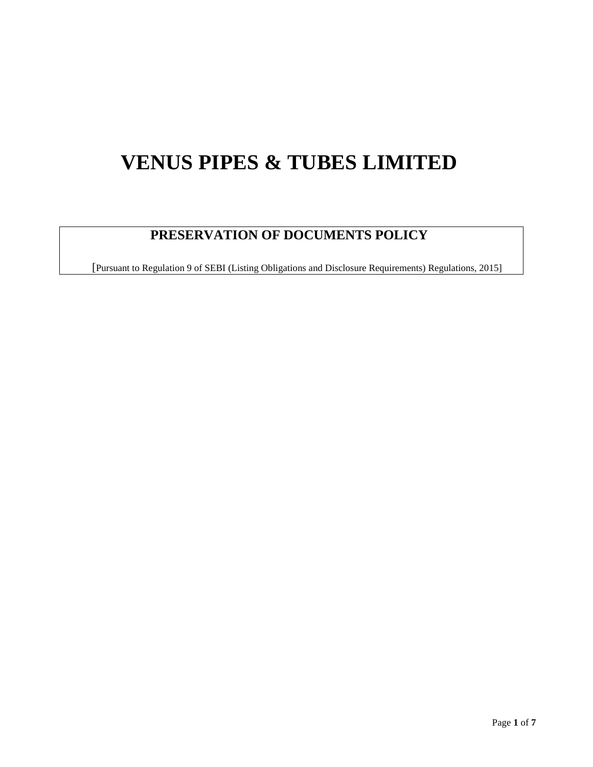# VENUS PIPES & TUBES LIMITED

## PRESERVATION OF DOCUMENTS POLICY

[Pursuant to Regulation 9 of SEBI (Listing Obligations and Disclosure Requirements) Regulations, 2015]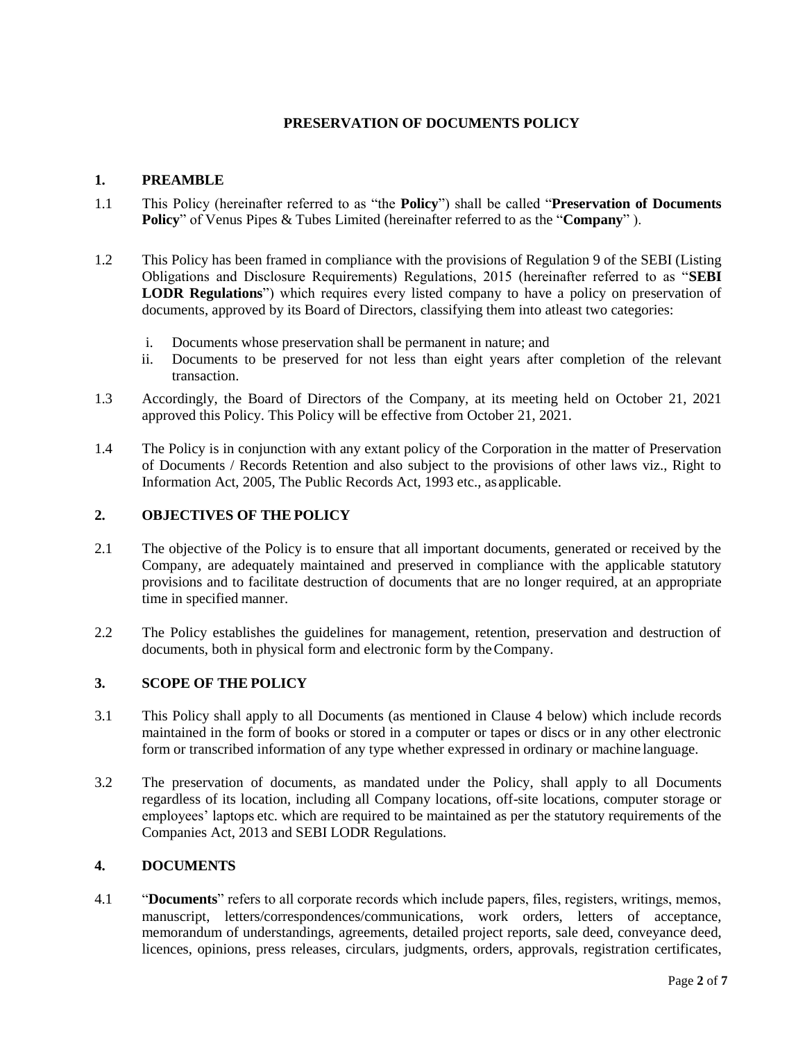## PRESERVATION OF DOCUMENTS POLICY

### 1. PREAMBLE

1.1 This Policy (hereinafter referred to as "the **Policy**") shall be called "**Preservation of Documents Policy**" of Venus Pipes & Tubes Limited (hereinafter referred to as the "**Company**" ).

1.2 This Policy has been framed in compliance with the provisions of Regulation 9 of the SEBI (Listing Obligations and Disclosure Requirements) Regulations, 2015 (hereinafter referred to as "**SEBI LODR Regulations**") which requires every listed company to have a policy on preservation of documents, approved by its Board of Directors, classifying them into atleast two categories:

i. Documents whose preservation shall be permanent in nature; and
ii. Documents to be preserved for not less than eight years after completion of the relevant transaction.

1.3 Accordingly, the Board of Directors of the Company, at its meeting held on October 21, 2021 approved this Policy. This Policy will be effective from October 21, 2021.

1.4 The Policy is in conjunction with any extant policy of the Corporation in the matter of Preservation of Documents / Records Retention and also subject to the provisions of other laws viz., Right to Information Act, 2005, The Public Records Act, 1993 etc., as applicable.

### 2. OBJECTIVES OF THE POLICY

2.1 The objective of the Policy is to ensure that all important documents, generated or received by the Company, are adequately maintained and preserved in compliance with the applicable statutory provisions and to facilitate destruction of documents that are no longer required, at an appropriate time in specified manner.

2.2 The Policy establishes the guidelines for management, retention, preservation and destruction of documents, both in physical form and electronic form by the Company.

### 3. SCOPE OF THE POLICY

3.1 This Policy shall apply to all Documents (as mentioned in Clause 4 below) which include records maintained in the form of books or stored in a computer or tapes or discs or in any other electronic form or transcribed information of any type whether expressed in ordinary or machine language.

3.2 The preservation of documents, as mandated under the Policy, shall apply to all Documents regardless of its location, including all Company locations, off-site locations, computer storage or employees' laptops etc. which are required to be maintained as per the statutory requirements of the Companies Act, 2013 and SEBI LODR Regulations.

### 4. DOCUMENTS

4.1 "**Documents**" refers to all corporate records which include papers, files, registers, writings, memos, manuscript, letters/correspondences/communications, work orders, letters of acceptance, memorandum of understandings, agreements, detailed project reports, sale deed, conveyance deed, licences, opinions, press releases, circulars, judgments, orders, approvals, registration certificates,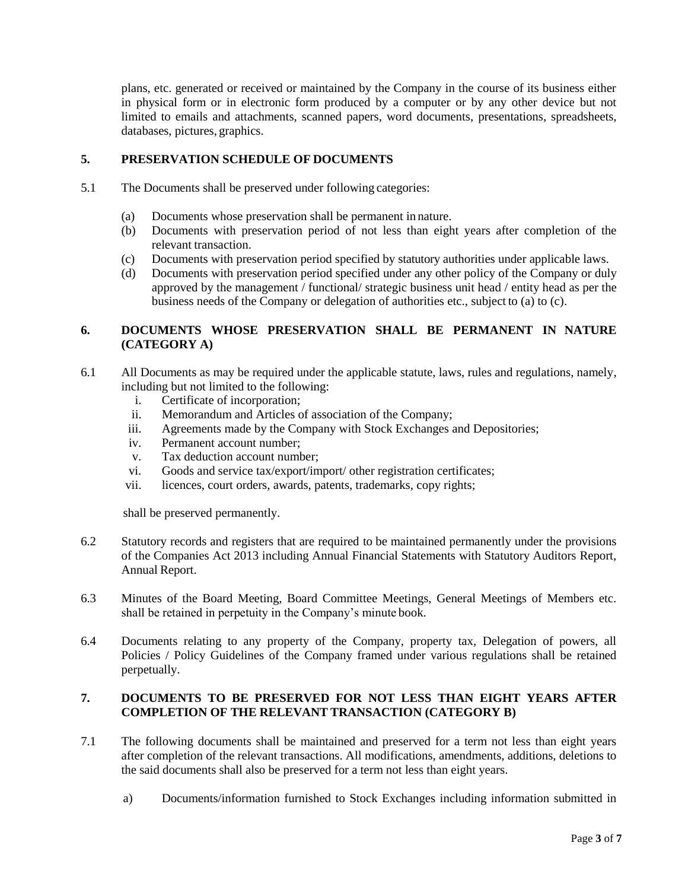plans, etc. generated or received or maintained by the Company in the course of its business either in physical form or in electronic form produced by a computer or by any other device but not limited to emails and attachments, scanned papers, word documents, presentations, spreadsheets, databases, pictures, graphics.

## 5. PRESERVATION SCHEDULE OF DOCUMENTS

5.1 The Documents shall be preserved under following categories:

(a) Documents whose preservation shall be permanent in nature.

(b) Documents with preservation period of not less than eight years after completion of the relevant transaction.

(c) Documents with preservation period specified by statutory authorities under applicable laws.

(d) Documents with preservation period specified under any other policy of the Company or duly approved by the management / functional/ strategic business unit head / entity head as per the business needs of the Company or delegation of authorities etc., subject to (a) to (c).

## 6. DOCUMENTS WHOSE PRESERVATION SHALL BE PERMANENT IN NATURE (CATEGORY A)

6.1 All Documents as may be required under the applicable statute, laws, rules and regulations, namely, including but not limited to the following:

i. Certificate of incorporation;
ii. Memorandum and Articles of association of the Company;
iii. Agreements made by the Company with Stock Exchanges and Depositories;
iv. Permanent account number;
v. Tax deduction account number;
vi. Goods and service tax/export/import/ other registration certificates;
vii. licences, court orders, awards, patents, trademarks, copy rights;

shall be preserved permanently.

6.2 Statutory records and registers that are required to be maintained permanently under the provisions of the Companies Act 2013 including Annual Financial Statements with Statutory Auditors Report, Annual Report.

6.3 Minutes of the Board Meeting, Board Committee Meetings, General Meetings of Members etc. shall be retained in perpetuity in the Company's minute book.

6.4 Documents relating to any property of the Company, property tax, Delegation of powers, all Policies / Policy Guidelines of the Company framed under various regulations shall be retained perpetually.

## 7. DOCUMENTS TO BE PRESERVED FOR NOT LESS THAN EIGHT YEARS AFTER COMPLETION OF THE RELEVANT TRANSACTION (CATEGORY B)

7.1 The following documents shall be maintained and preserved for a term not less than eight years after completion of the relevant transactions. All modifications, amendments, additions, deletions to the said documents shall also be preserved for a term not less than eight years.

a) Documents/information furnished to Stock Exchanges including information submitted in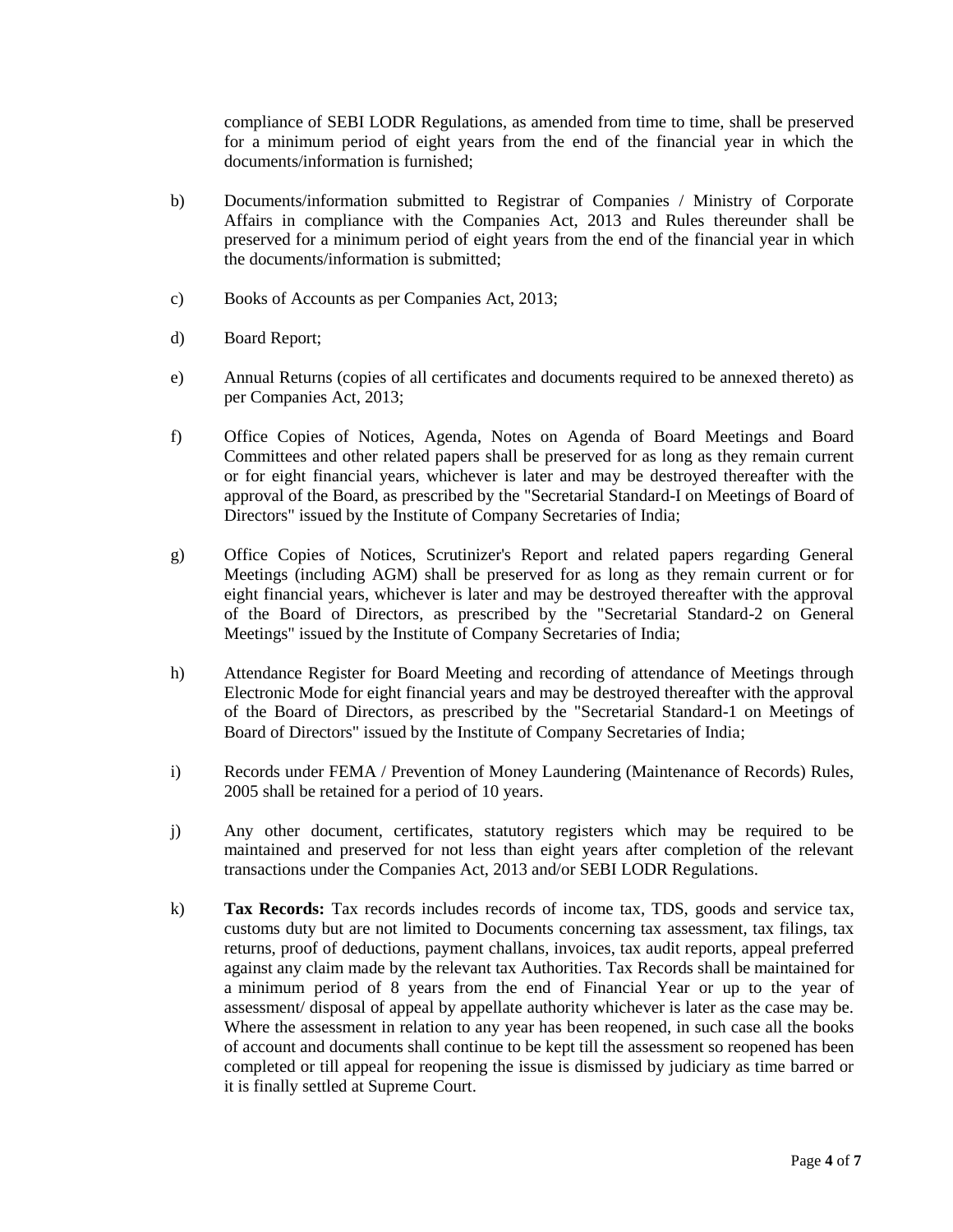compliance of SEBI LODR Regulations, as amended from time to time, shall be preserved for a minimum period of eight years from the end of the financial year in which the documents/information is furnished;

b) Documents/information submitted to Registrar of Companies / Ministry of Corporate Affairs in compliance with the Companies Act, 2013 and Rules thereunder shall be preserved for a minimum period of eight years from the end of the financial year in which the documents/information is submitted;

c) Books of Accounts as per Companies Act, 2013;

d) Board Report;

e) Annual Returns (copies of all certificates and documents required to be annexed thereto) as per Companies Act, 2013;

f) Office Copies of Notices, Agenda, Notes on Agenda of Board Meetings and Board Committees and other related papers shall be preserved for as long as they remain current or for eight financial years, whichever is later and may be destroyed thereafter with the approval of the Board, as prescribed by the "Secretarial Standard-I on Meetings of Board of Directors" issued by the Institute of Company Secretaries of India;

g) Office Copies of Notices, Scrutinizer's Report and related papers regarding General Meetings (including AGM) shall be preserved for as long as they remain current or for eight financial years, whichever is later and may be destroyed thereafter with the approval of the Board of Directors, as prescribed by the "Secretarial Standard-2 on General Meetings" issued by the Institute of Company Secretaries of India;

h) Attendance Register for Board Meeting and recording of attendance of Meetings through Electronic Mode for eight financial years and may be destroyed thereafter with the approval of the Board of Directors, as prescribed by the "Secretarial Standard-1 on Meetings of Board of Directors" issued by the Institute of Company Secretaries of India;

i) Records under FEMA / Prevention of Money Laundering (Maintenance of Records) Rules, 2005 shall be retained for a period of 10 years.

j) Any other document, certificates, statutory registers which may be required to be maintained and preserved for not less than eight years after completion of the relevant transactions under the Companies Act, 2013 and/or SEBI LODR Regulations.

k) **Tax Records:** Tax records includes records of income tax, TDS, goods and service tax, customs duty but are not limited to Documents concerning tax assessment, tax filings, tax returns, proof of deductions, payment challans, invoices, tax audit reports, appeal preferred against any claim made by the relevant tax Authorities. Tax Records shall be maintained for a minimum period of 8 years from the end of Financial Year or up to the year of assessment/ disposal of appeal by appellate authority whichever is later as the case may be. Where the assessment in relation to any year has been reopened, in such case all the books of account and documents shall continue to be kept till the assessment so reopened has been completed or till appeal for reopening the issue is dismissed by judiciary as time barred or it is finally settled at Supreme Court.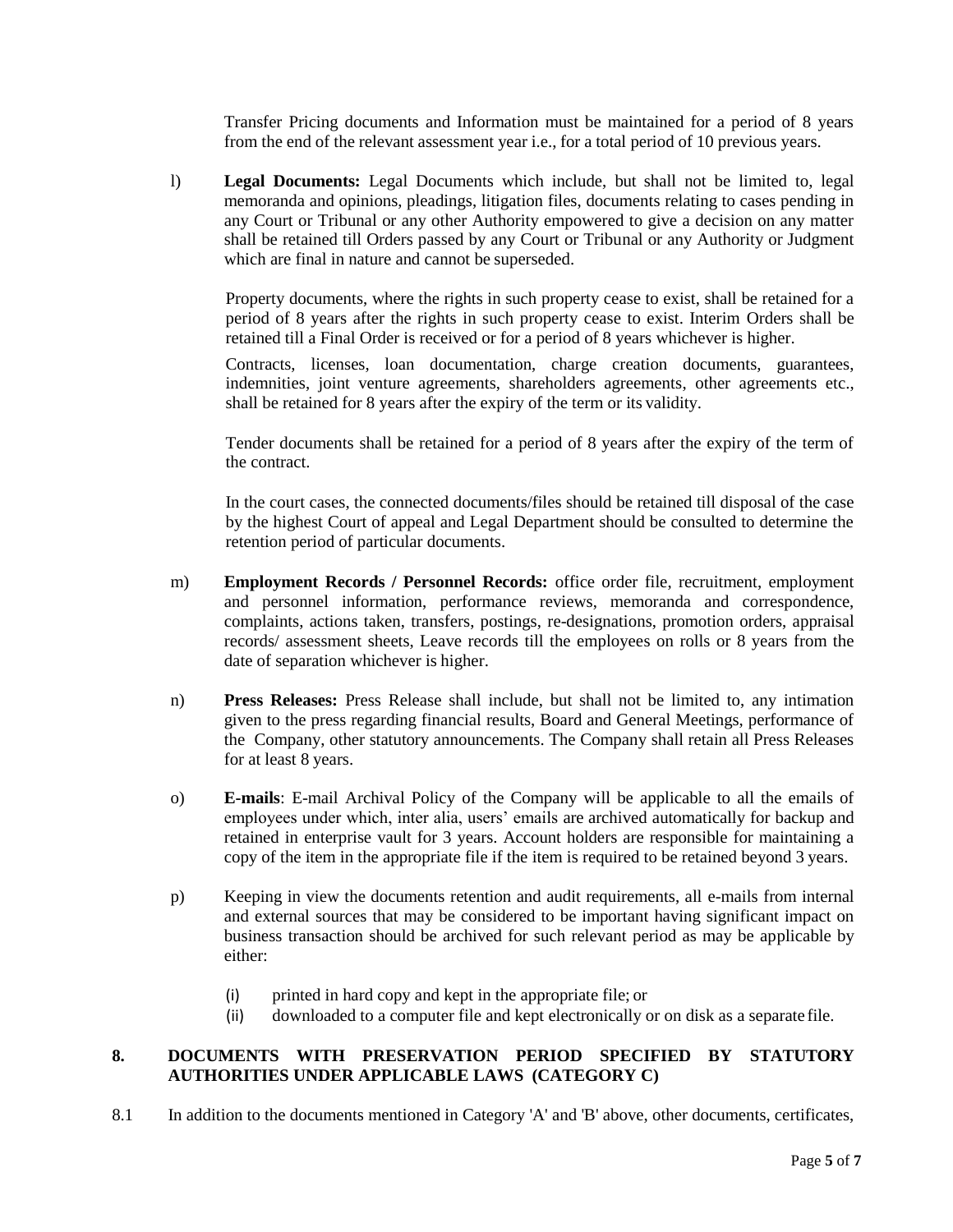Transfer Pricing documents and Information must be maintained for a period of 8 years from the end of the relevant assessment year i.e., for a total period of 10 previous years.

l) **Legal Documents:** Legal Documents which include, but shall not be limited to, legal memoranda and opinions, pleadings, litigation files, documents relating to cases pending in any Court or Tribunal or any other Authority empowered to give a decision on any matter shall be retained till Orders passed by any Court or Tribunal or any Authority or Judgment which are final in nature and cannot be superseded.

Property documents, where the rights in such property cease to exist, shall be retained for a period of 8 years after the rights in such property cease to exist. Interim Orders shall be retained till a Final Order is received or for a period of 8 years whichever is higher.

Contracts, licenses, loan documentation, charge creation documents, guarantees, indemnities, joint venture agreements, shareholders agreements, other agreements etc., shall be retained for 8 years after the expiry of the term or its validity.

Tender documents shall be retained for a period of 8 years after the expiry of the term of the contract.

In the court cases, the connected documents/files should be retained till disposal of the case by the highest Court of appeal and Legal Department should be consulted to determine the retention period of particular documents.

m) **Employment Records / Personnel Records:** office order file, recruitment, employment and personnel information, performance reviews, memoranda and correspondence, complaints, actions taken, transfers, postings, re-designations, promotion orders, appraisal records/ assessment sheets, Leave records till the employees on rolls or 8 years from the date of separation whichever is higher.

n) **Press Releases:** Press Release shall include, but shall not be limited to, any intimation given to the press regarding financial results, Board and General Meetings, performance of the Company, other statutory announcements. The Company shall retain all Press Releases for at least 8 years.

o) **E-mails**: E-mail Archival Policy of the Company will be applicable to all the emails of employees under which, inter alia, users' emails are archived automatically for backup and retained in enterprise vault for 3 years. Account holders are responsible for maintaining a copy of the item in the appropriate file if the item is required to be retained beyond 3 years.

p) Keeping in view the documents retention and audit requirements, all e-mails from internal and external sources that may be considered to be important having significant impact on business transaction should be archived for such relevant period as may be applicable by either:

   (i) printed in hard copy and kept in the appropriate file; or
   (ii) downloaded to a computer file and kept electronically or on disk as a separate file.

## 8. DOCUMENTS WITH PRESERVATION PERIOD SPECIFIED BY STATUTORY AUTHORITIES UNDER APPLICABLE LAWS (CATEGORY C)

8.1 In addition to the documents mentioned in Category 'A' and 'B' above, other documents, certificates,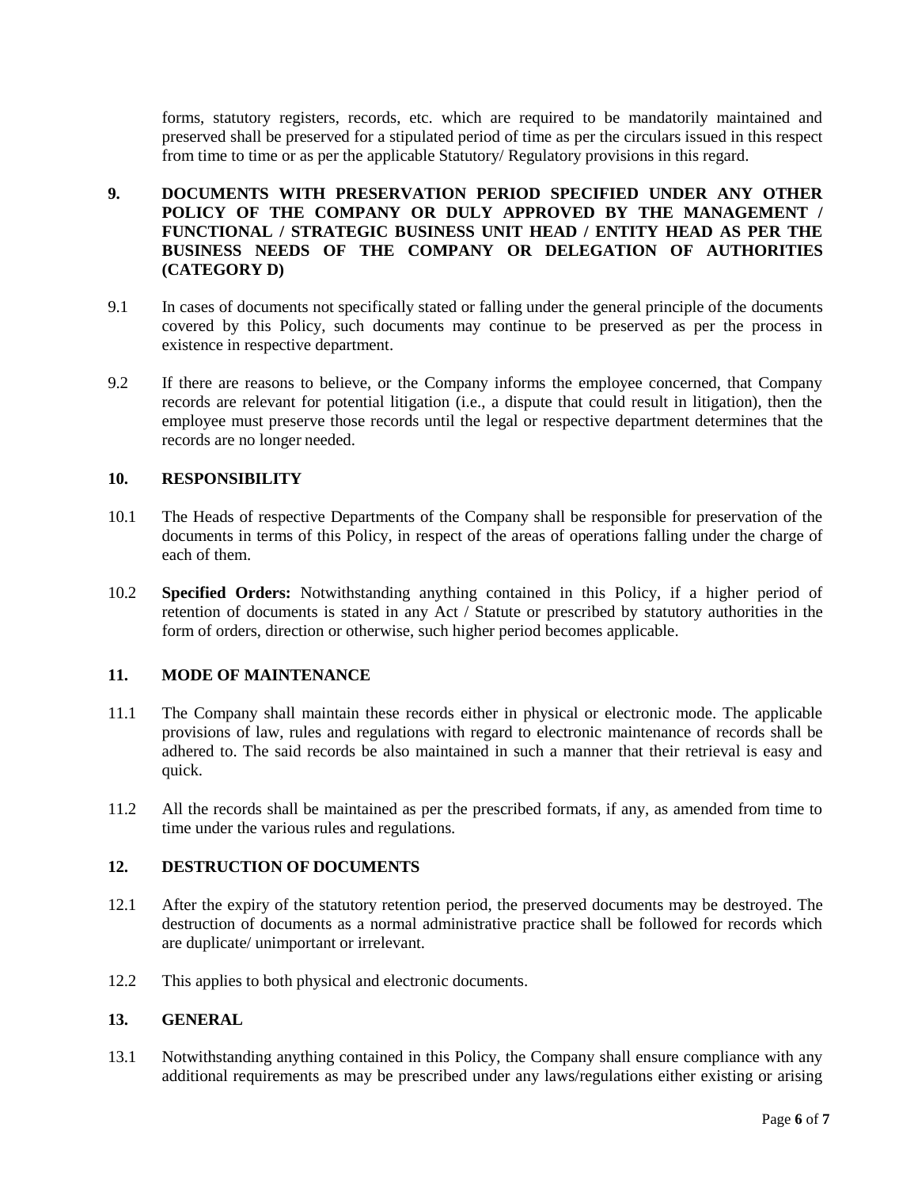forms, statutory registers, records, etc. which are required to be mandatorily maintained and preserved shall be preserved for a stipulated period of time as per the circulars issued in this respect from time to time or as per the applicable Statutory/ Regulatory provisions in this regard.

## 9. DOCUMENTS WITH PRESERVATION PERIOD SPECIFIED UNDER ANY OTHER POLICY OF THE COMPANY OR DULY APPROVED BY THE MANAGEMENT / FUNCTIONAL / STRATEGIC BUSINESS UNIT HEAD / ENTITY HEAD AS PER THE BUSINESS NEEDS OF THE COMPANY OR DELEGATION OF AUTHORITIES (CATEGORY D)

9.1 In cases of documents not specifically stated or falling under the general principle of the documents covered by this Policy, such documents may continue to be preserved as per the process in existence in respective department.

9.2 If there are reasons to believe, or the Company informs the employee concerned, that Company records are relevant for potential litigation (i.e., a dispute that could result in litigation), then the employee must preserve those records until the legal or respective department determines that the records are no longer needed.

## 10. RESPONSIBILITY

10.1 The Heads of respective Departments of the Company shall be responsible for preservation of the documents in terms of this Policy, in respect of the areas of operations falling under the charge of each of them.

10.2 **Specified Orders:** Notwithstanding anything contained in this Policy, if a higher period of retention of documents is stated in any Act / Statute or prescribed by statutory authorities in the form of orders, direction or otherwise, such higher period becomes applicable.

## 11. MODE OF MAINTENANCE

11.1 The Company shall maintain these records either in physical or electronic mode. The applicable provisions of law, rules and regulations with regard to electronic maintenance of records shall be adhered to. The said records be also maintained in such a manner that their retrieval is easy and quick.

11.2 All the records shall be maintained as per the prescribed formats, if any, as amended from time to time under the various rules and regulations.

## 12. DESTRUCTION OF DOCUMENTS

12.1 After the expiry of the statutory retention period, the preserved documents may be destroyed. The destruction of documents as a normal administrative practice shall be followed for records which are duplicate/ unimportant or irrelevant.

12.2 This applies to both physical and electronic documents.

## 13. GENERAL

13.1 Notwithstanding anything contained in this Policy, the Company shall ensure compliance with any additional requirements as may be prescribed under any laws/regulations either existing or arising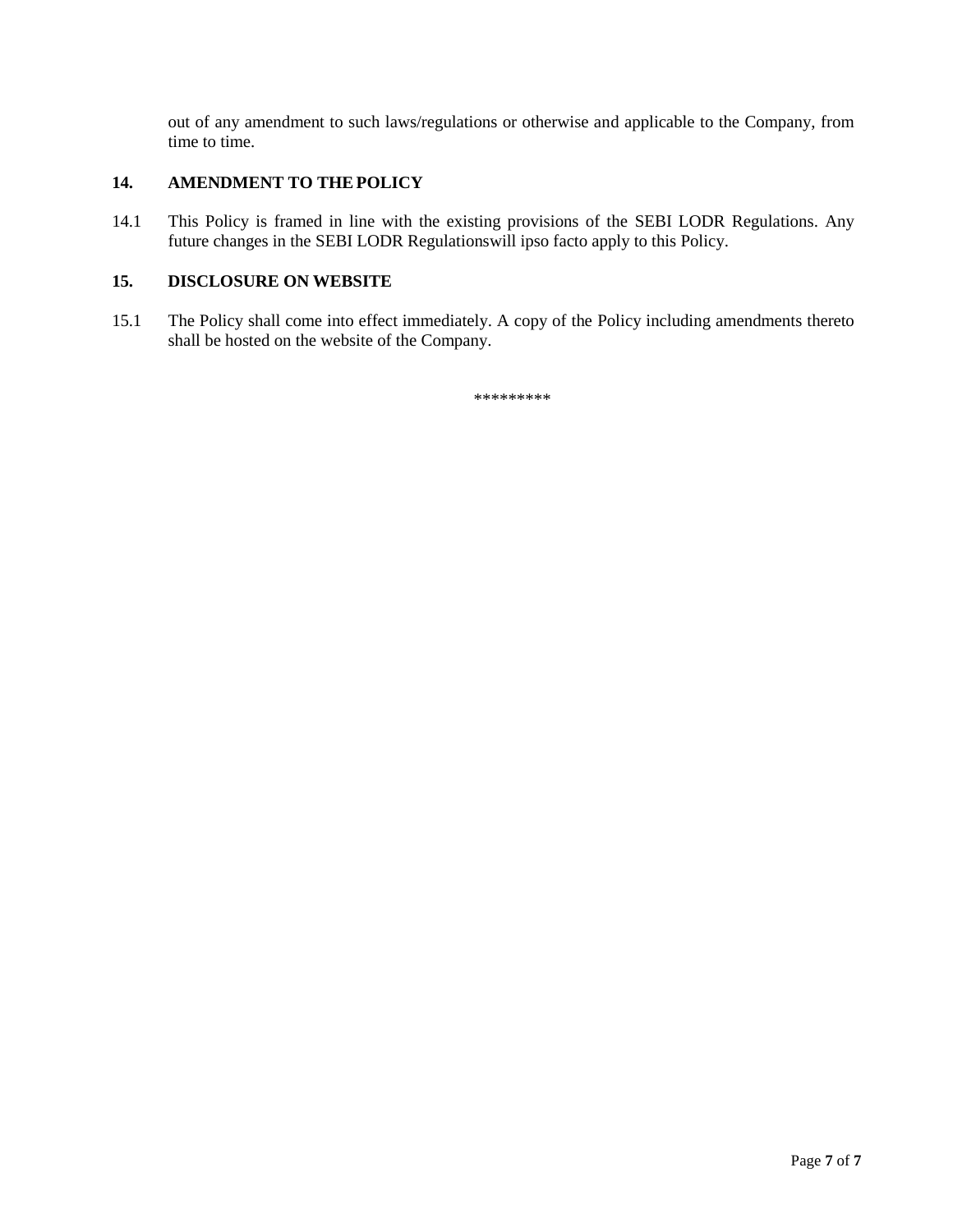out of any amendment to such laws/regulations or otherwise and applicable to the Company, from time to time.

## 14. AMENDMENT TO THE POLICY

14.1 This Policy is framed in line with the existing provisions of the SEBI LODR Regulations. Any future changes in the SEBI LODR Regulationswill ipso facto apply to this Policy.

## 15. DISCLOSURE ON WEBSITE

15.1 The Policy shall come into effect immediately. A copy of the Policy including amendments thereto shall be hosted on the website of the Company.

*********